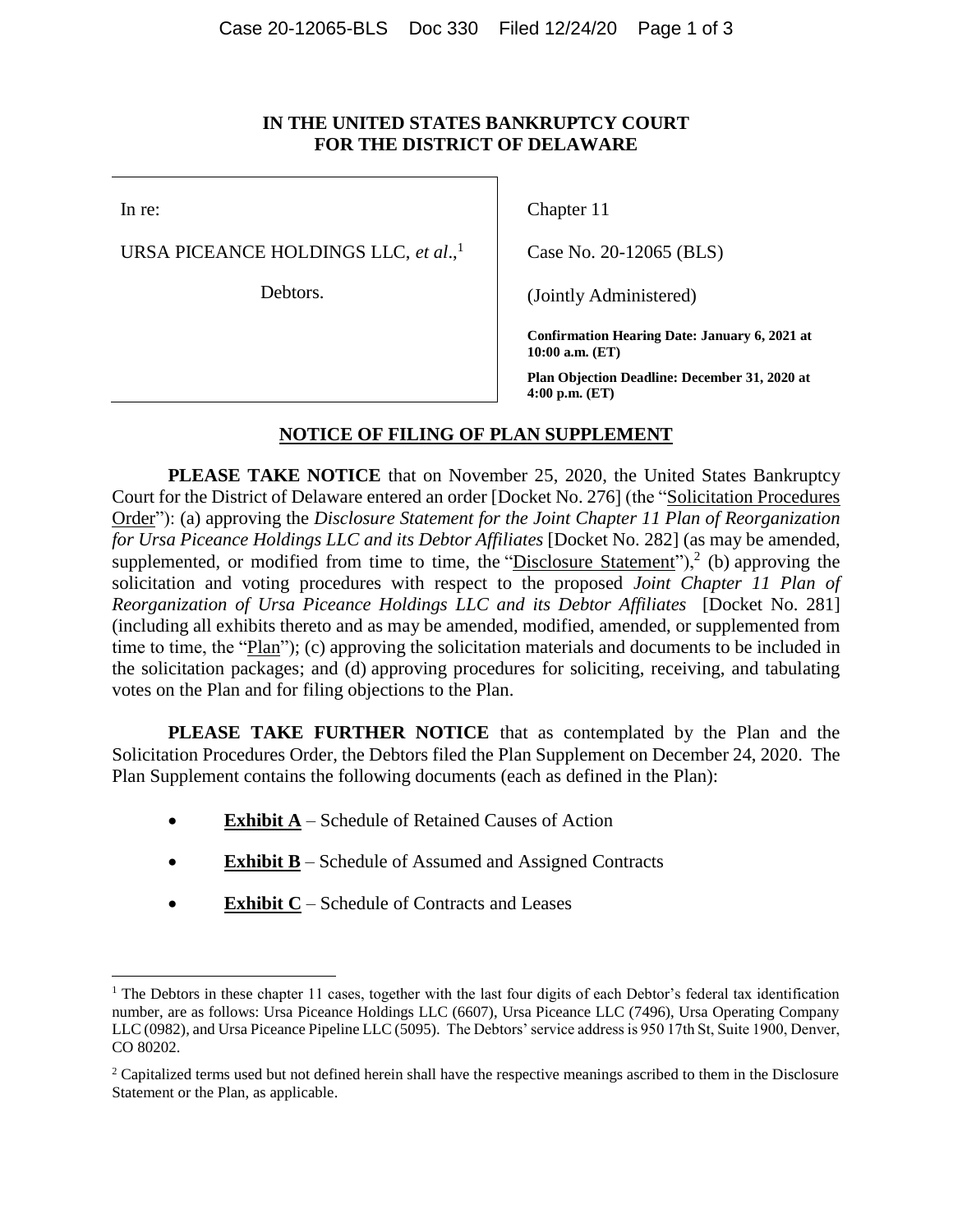**IN THE UNITED STATES BANKRUPTCY COURT**
**FOR THE DISTRICT OF DELAWARE**

| | |
|---|---|
| In re: | Chapter 11 |
| URSA PICEANCE HOLDINGS LLC, *et al*.,[1] | Case No. 20-12065 (BLS) |
| Debtors. | (Jointly Administered) |
| | **Confirmation Hearing Date: January 6, 2021 at 10:00 a.m. (ET)** |
| | **Plan Objection Deadline: December 31, 2020 at 4:00 p.m. (ET)** |

**NOTICE OF FILING OF PLAN SUPPLEMENT**

**PLEASE TAKE NOTICE** that on November 25, 2020, the United States Bankruptcy Court for the District of Delaware entered an order [Docket No. 276] (the "Solicitation Procedures Order"): (a) approving the *Disclosure Statement for the Joint Chapter 11 Plan of Reorganization for Ursa Piceance Holdings LLC and its Debtor Affiliates* [Docket No. 282] (as may be amended, supplemented, or modified from time to time, the "Disclosure Statement"),[2] (b) approving the solicitation and voting procedures with respect to the proposed *Joint Chapter 11 Plan of Reorganization of Ursa Piceance Holdings LLC and its Debtor Affiliates* [Docket No. 281] (including all exhibits thereto and as may be amended, modified, amended, or supplemented from time to time, the "Plan"); (c) approving the solicitation materials and documents to be included in the solicitation packages; and (d) approving procedures for soliciting, receiving, and tabulating votes on the Plan and for filing objections to the Plan.

**PLEASE TAKE FURTHER NOTICE** that as contemplated by the Plan and the Solicitation Procedures Order, the Debtors filed the Plan Supplement on December 24, 2020. The Plan Supplement contains the following documents (each as defined in the Plan):

- **Exhibit A** – Schedule of Retained Causes of Action
- **Exhibit B** – Schedule of Assumed and Assigned Contracts
- **Exhibit C** – Schedule of Contracts and Leases

---

[1] The Debtors in these chapter 11 cases, together with the last four digits of each Debtor's federal tax identification number, are as follows: Ursa Piceance Holdings LLC (6607), Ursa Piceance LLC (7496), Ursa Operating Company LLC (0982), and Ursa Piceance Pipeline LLC (5095). The Debtors' service address is 950 17th St, Suite 1900, Denver, CO 80202.

[2] Capitalized terms used but not defined herein shall have the respective meanings ascribed to them in the Disclosure Statement or the Plan, as applicable.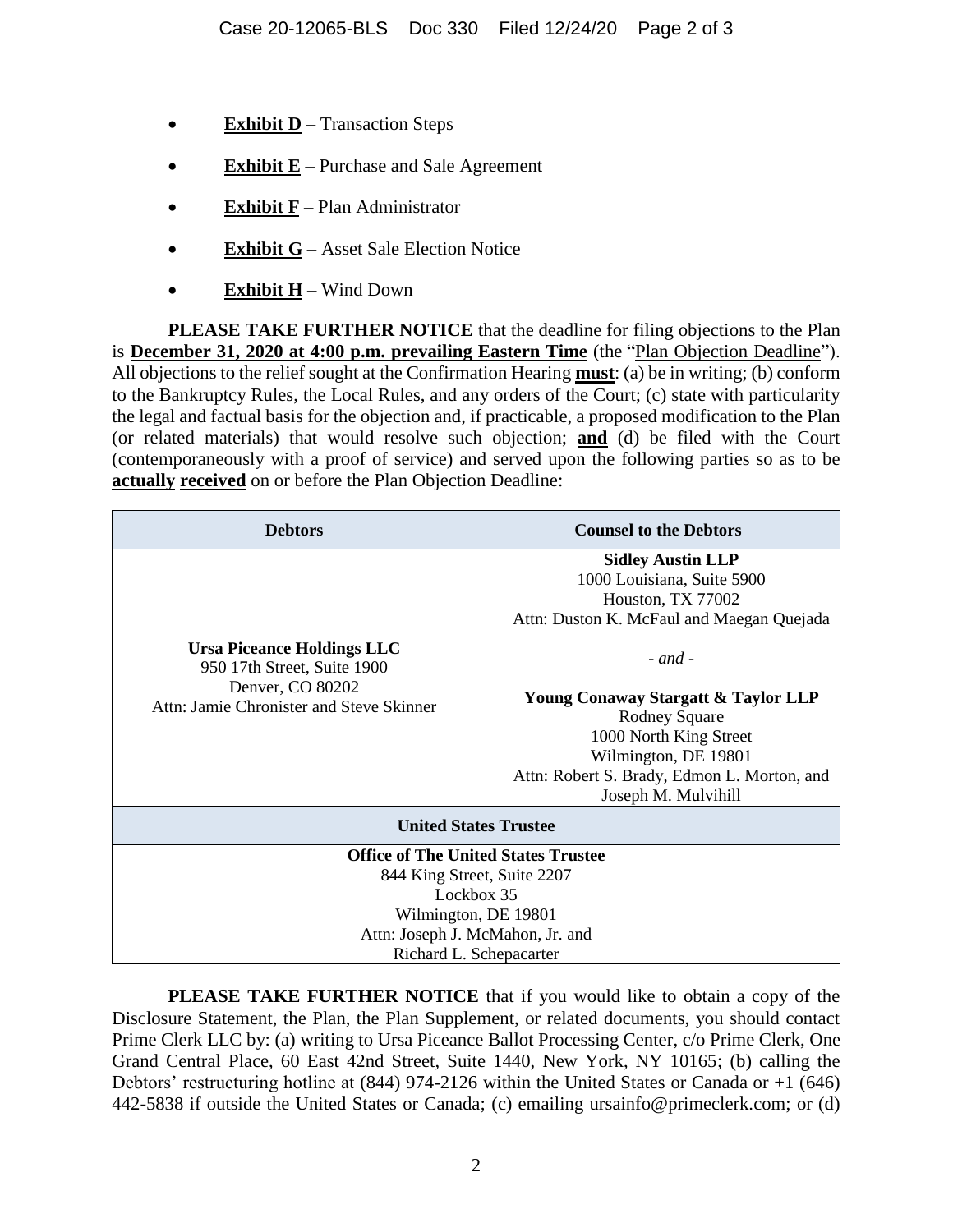- **Exhibit D** – Transaction Steps
- **Exhibit E** – Purchase and Sale Agreement
- **Exhibit F** – Plan Administrator
- **Exhibit G** – Asset Sale Election Notice
- **Exhibit H** – Wind Down

**PLEASE TAKE FURTHER NOTICE** that the deadline for filing objections to the Plan is **December 31, 2020 at 4:00 p.m. prevailing Eastern Time** (the "Plan Objection Deadline"). All objections to the relief sought at the Confirmation Hearing **must**: (a) be in writing; (b) conform to the Bankruptcy Rules, the Local Rules, and any orders of the Court; (c) state with particularity the legal and factual basis for the objection and, if practicable, a proposed modification to the Plan (or related materials) that would resolve such objection; **and** (d) be filed with the Court (contemporaneously with a proof of service) and served upon the following parties so as to be **actually received** on or before the Plan Objection Deadline:

| Debtors | Counsel to the Debtors |
|---|---|
| **Ursa Piceance Holdings LLC**<br>950 17th Street, Suite 1900<br>Denver, CO 80202<br>Attn: Jamie Chronister and Steve Skinner | **Sidley Austin LLP**<br>1000 Louisiana, Suite 5900<br>Houston, TX 77002<br>Attn: Duston K. McFaul and Maegan Quejada<br><br>*- and -*<br><br>**Young Conaway Stargatt & Taylor LLP**<br>Rodney Square<br>1000 North King Street<br>Wilmington, DE 19801<br>Attn: Robert S. Brady, Edmon L. Morton, and Joseph M. Mulvihill |
| **United States Trustee** | |
| **Office of The United States Trustee**<br>844 King Street, Suite 2207<br>Lockbox 35<br>Wilmington, DE 19801<br>Attn: Joseph J. McMahon, Jr. and Richard L. Schepacarter | |

**PLEASE TAKE FURTHER NOTICE** that if you would like to obtain a copy of the Disclosure Statement, the Plan, the Plan Supplement, or related documents, you should contact Prime Clerk LLC by: (a) writing to Ursa Piceance Ballot Processing Center, c/o Prime Clerk, One Grand Central Place, 60 East 42nd Street, Suite 1440, New York, NY 10165; (b) calling the Debtors' restructuring hotline at (844) 974-2126 within the United States or Canada or +1 (646) 442-5838 if outside the United States or Canada; (c) emailing ursainfo@primeclerk.com; or (d)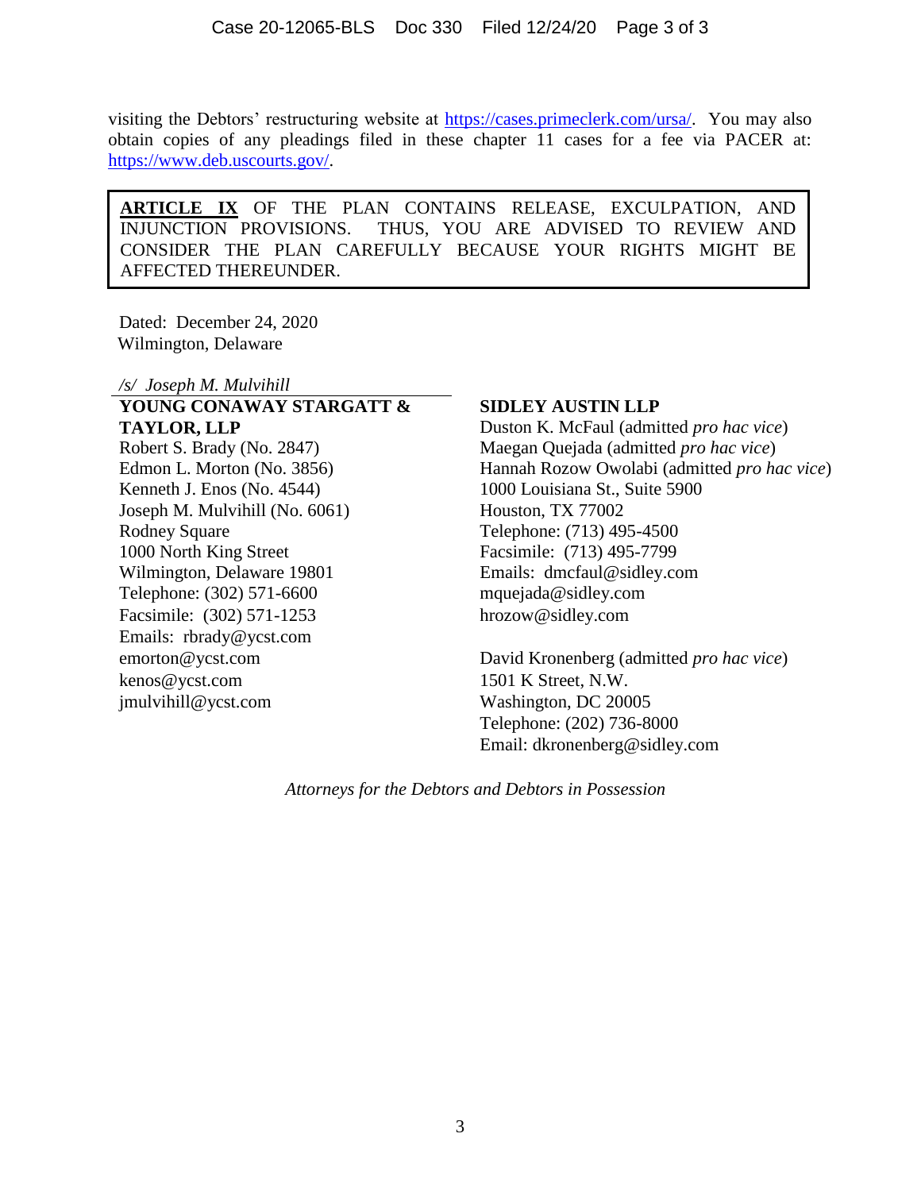visiting the Debtors' restructuring website at https://cases.primeclerk.com/ursa/. You may also obtain copies of any pleadings filed in these chapter 11 cases for a fee via PACER at: https://www.deb.uscourts.gov/.

**ARTICLE IX** OF THE PLAN CONTAINS RELEASE, EXCULPATION, AND INJUNCTION PROVISIONS. THUS, YOU ARE ADVISED TO REVIEW AND CONSIDER THE PLAN CAREFULLY BECAUSE YOUR RIGHTS MIGHT BE AFFECTED THEREUNDER.

Dated: December 24, 2020
Wilmington, Delaware

*/s/ Joseph M. Mulvihill*

**YOUNG CONAWAY STARGATT & TAYLOR, LLP**
Robert S. Brady (No. 2847)
Edmon L. Morton (No. 3856)
Kenneth J. Enos (No. 4544)
Joseph M. Mulvihill (No. 6061)
Rodney Square
1000 North King Street
Wilmington, Delaware 19801
Telephone: (302) 571-6600
Facsimile: (302) 571-1253
Emails: rbrady@ycst.com
emorton@ycst.com
kenos@ycst.com
jmulvihill@ycst.com

**SIDLEY AUSTIN LLP**
Duston K. McFaul (admitted *pro hac vice*)
Maegan Quejada (admitted *pro hac vice*)
Hannah Rozow Owolabi (admitted *pro hac vice*)
1000 Louisiana St., Suite 5900
Houston, TX 77002
Telephone: (713) 495-4500
Facsimile: (713) 495-7799
Emails: dmcfaul@sidley.com
mquejada@sidley.com
hrozow@sidley.com

David Kronenberg (admitted *pro hac vice*)
1501 K Street, N.W.
Washington, DC 20005
Telephone: (202) 736-8000
Email: dkronenberg@sidley.com

*Attorneys for the Debtors and Debtors in Possession*